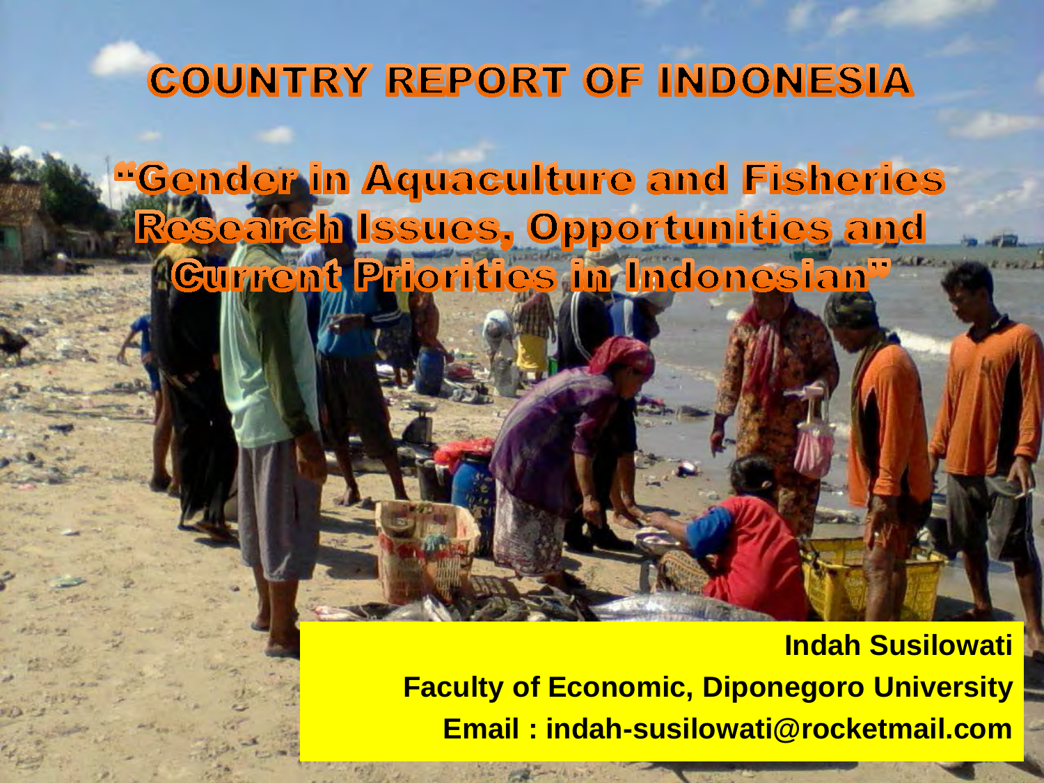# COUNTRY REPORT OF INDONESIA

## "Gender in Aquaculture and Fisheries Research Issues, Opportunities and Current Priorities in Indonesian"

**Indah Susilowati**

**Faculty of Economic, Diponegoro University**

**Email : indah-susilowati@rocketmail.com**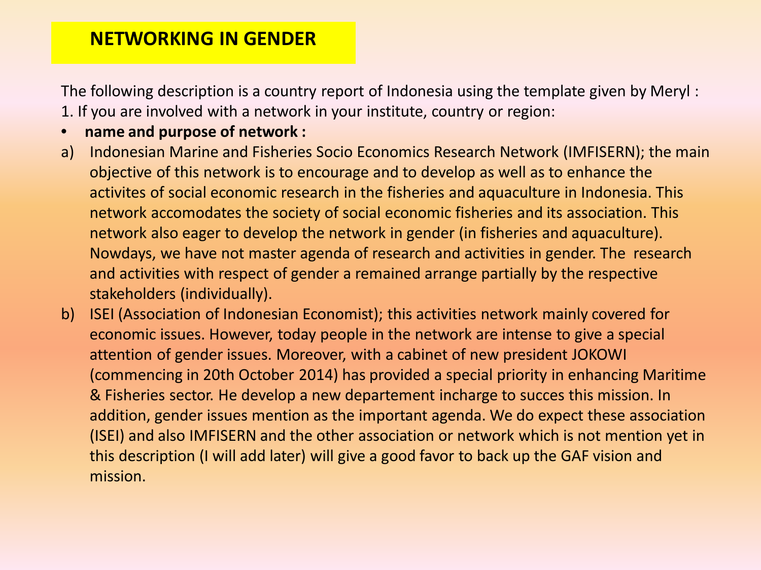# NETWORKING IN GENDER

The following description is a country report of Indonesia using the template given by Meryl :

1. If you are involved with a network in your institute, country or region:

- **name and purpose of network :**

a) Indonesian Marine and Fisheries Socio Economics Research Network (IMFISERN); the main objective of this network is to encourage and to develop as well as to enhance the activites of social economic research in the fisheries and aquaculture in Indonesia. This network accomodates the society of social economic fisheries and its association. This network also eager to develop the network in gender (in fisheries and aquaculture). Nowdays, we have not master agenda of research and activities in gender. The research and activities with respect of gender a remained arrange partially by the respective stakeholders (individually).

b) ISEI (Association of Indonesian Economist); this activities network mainly covered for economic issues. However, today people in the network are intense to give a special attention of gender issues. Moreover, with a cabinet of new president JOKOWI (commencing in 20th October 2014) has provided a special priority in enhancing Maritime & Fisheries sector. He develop a new departement incharge to succes this mission. In addition, gender issues mention as the important agenda. We do expect these association (ISEI) and also IMFISERN and the other association or network which is not mention yet in this description (I will add later) will give a good favor to back up the GAF vision and mission.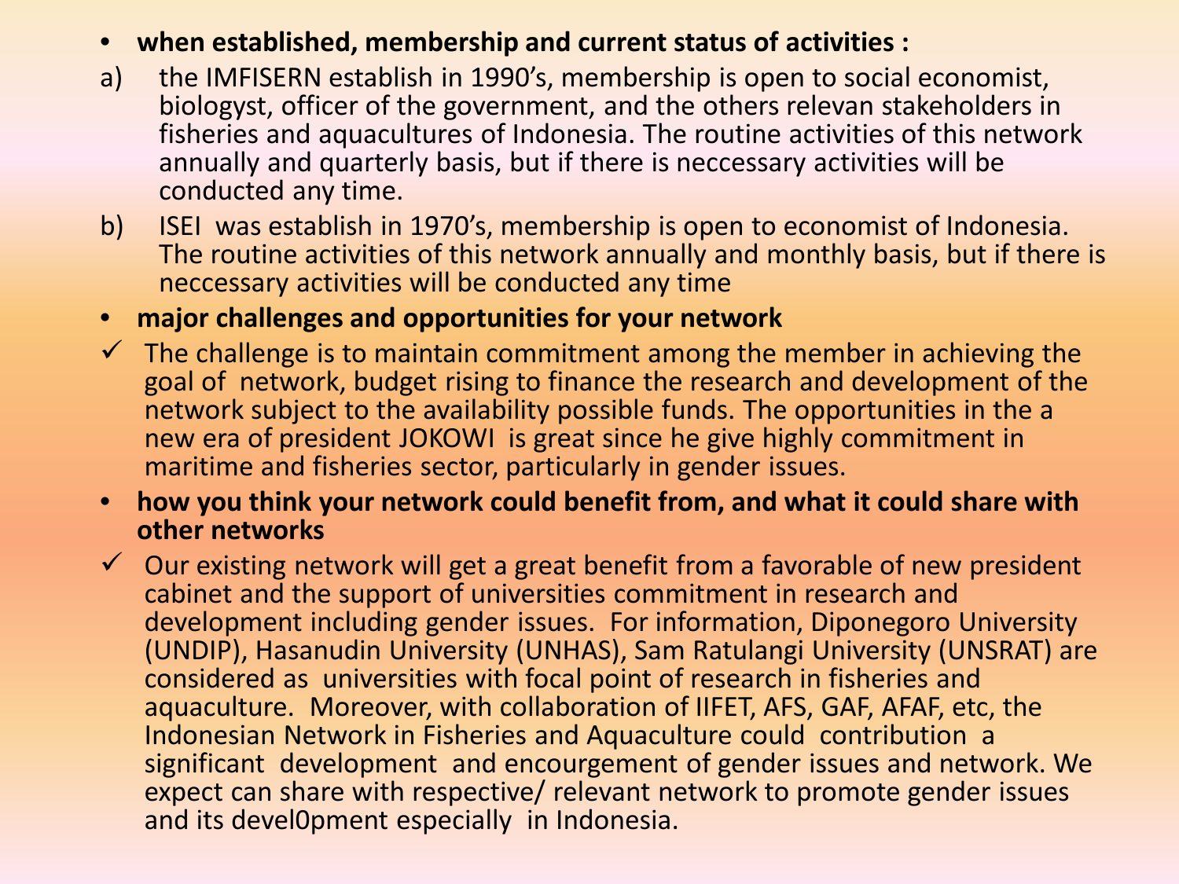- **when established, membership and current status of activities :**

a) the IMFISERN establish in 1990's, membership is open to social economist, biologyst, officer of the government, and the others relevan stakeholders in fisheries and aquacultures of Indonesia. The routine activities of this network annually and quarterly basis, but if there is neccessary activities will be conducted any time.

b) ISEI was establish in 1970's, membership is open to economist of Indonesia. The routine activities of this network annually and monthly basis, but if there is neccessary activities will be conducted any time

- **major challenges and opportunities for your network**

✓ The challenge is to maintain commitment among the member in achieving the goal of network, budget rising to finance the research and development of the network subject to the availability possible funds. The opportunities in the a new era of president JOKOWI is great since he give highly commitment in maritime and fisheries sector, particularly in gender issues.

- **how you think your network could benefit from, and what it could share with other networks**

✓ Our existing network will get a great benefit from a favorable of new president cabinet and the support of universities commitment in research and development including gender issues. For information, Diponegoro University (UNDIP), Hasanudin University (UNHAS), Sam Ratulangi University (UNSRAT) are considered as universities with focal point of research in fisheries and aquaculture. Moreover, with collaboration of IIFET, AFS, GAF, AFAF, etc, the Indonesian Network in Fisheries and Aquaculture could contribution a significant development and encourgement of gender issues and network. We expect can share with respective/ relevant network to promote gender issues and its devel0pment especially in Indonesia.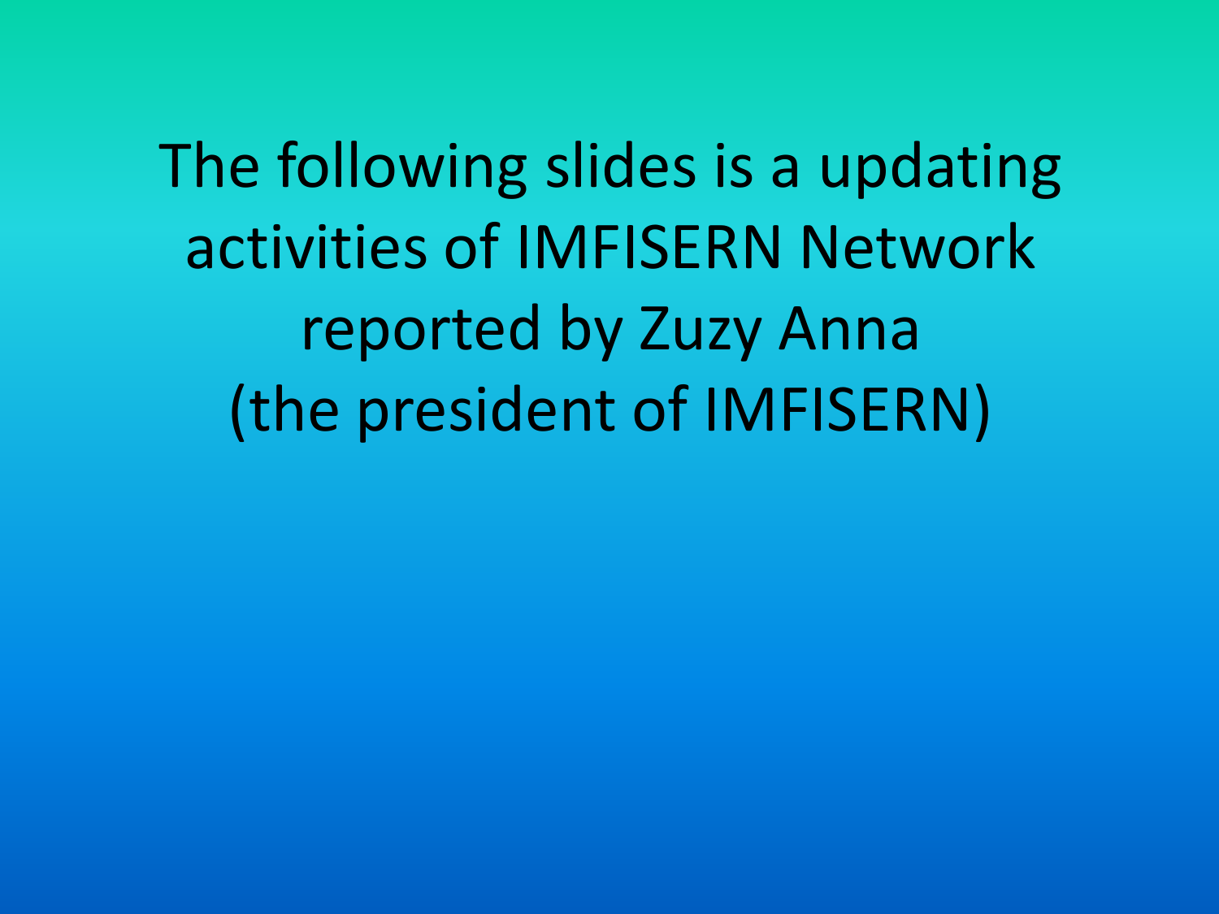The following slides is a updating activities of IMFISERN Network reported by Zuzy Anna (the president of IMFISERN)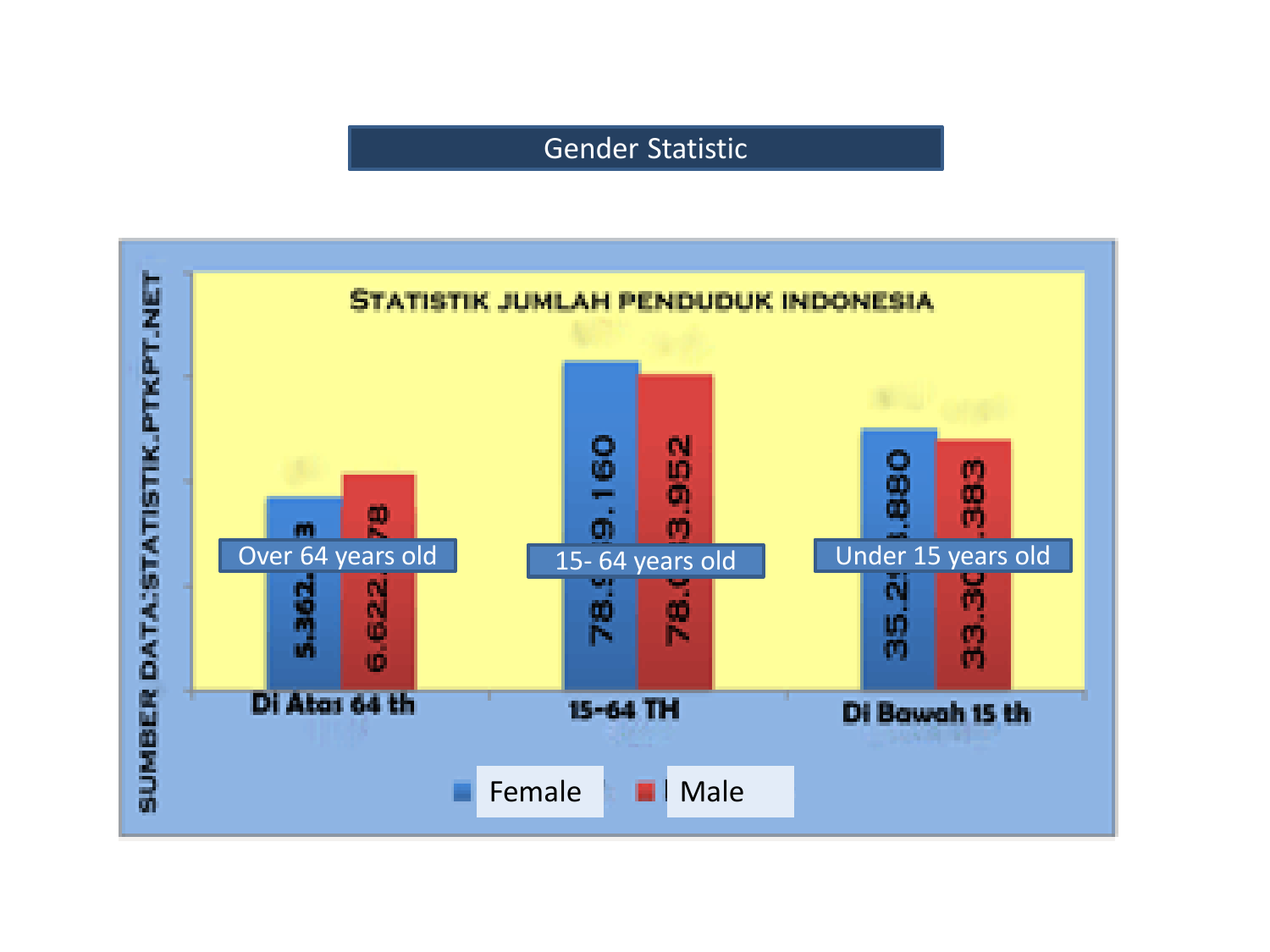# Gender Statistic

STATISTIK JUMLAH PENDUDUK INDONESIA

SUMBER DATA:STATISTIK.PTKPT.NET

| | Di Atas 64 th (Over 64 years old) | 15-64 TH (15- 64 years old) | Di Bawah 15 th (Under 15 years old) |
|---|---|---|---|
| Female | 5.362...3 | 78....9.160 | 35.2...880 |
| Male | 6.622...78 | 78.0...3.952 | 33.30...383 |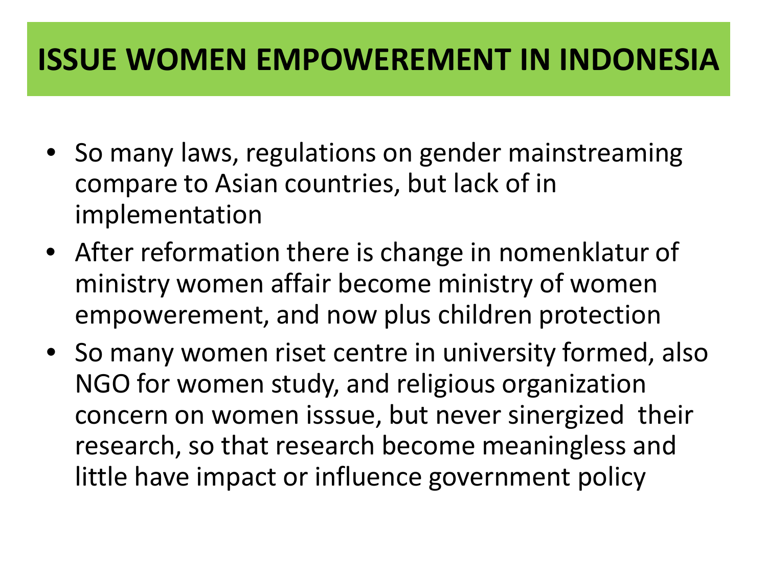# ISSUE WOMEN EMPOWEREMENT IN INDONESIA

- So many laws, regulations on gender mainstreaming compare to Asian countries, but lack of in implementation
- After reformation there is change in nomenklatur of ministry women affair become ministry of women empowerement, and now plus children protection
- So many women riset centre in university formed, also NGO for women study, and religious organization concern on women isssue, but never sinergized their research, so that research become meaningless and little have impact or influence government policy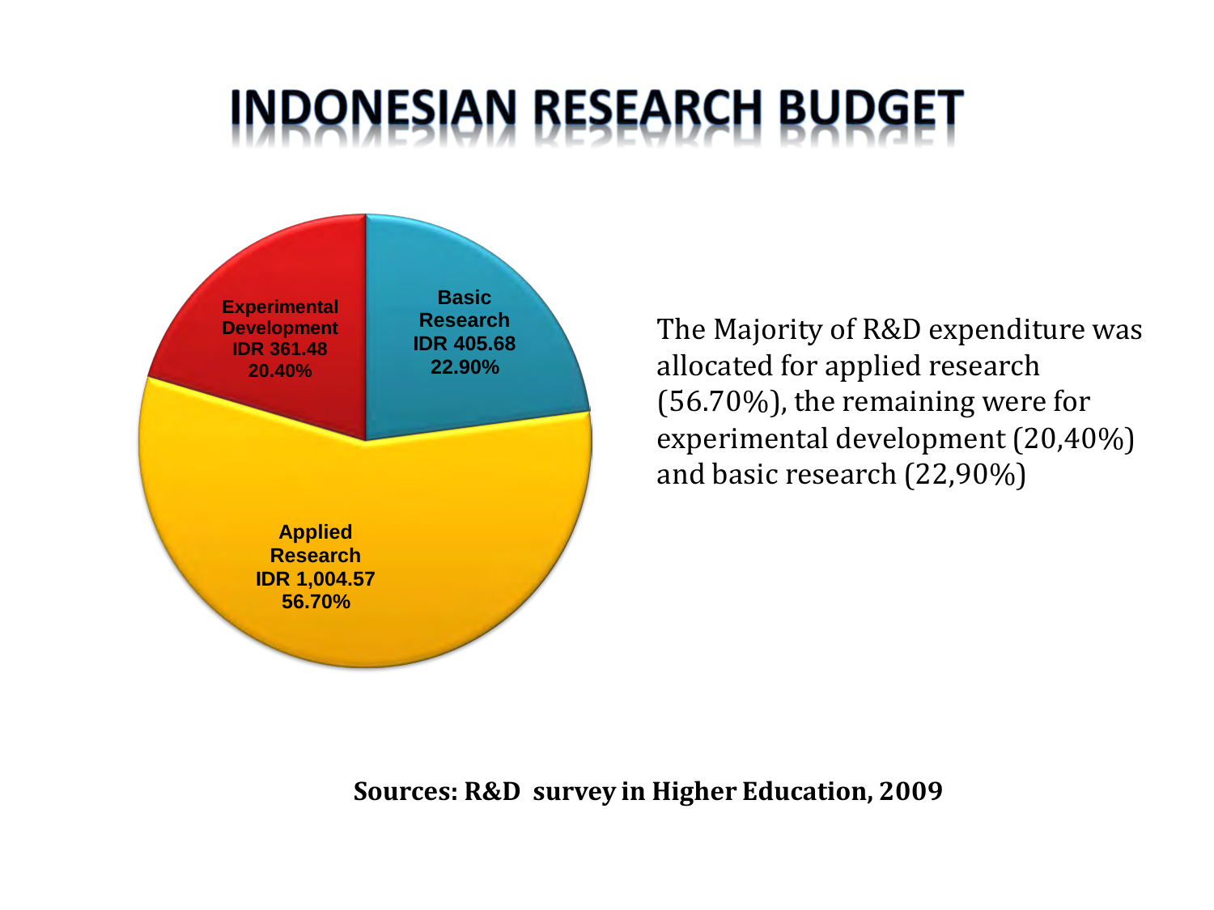# INDONESIAN RESEARCH BUDGET

Experimental Development
IDR 361.48
20.40%

Basic Research
IDR 405.68
22.90%

Applied Research
IDR 1,004.57
56.70%

The Majority of R&D expenditure was allocated for applied research (56.70%), the remaining were for experimental development (20,40%) and basic research (22,90%)

**Sources: R&D survey in Higher Education, 2009**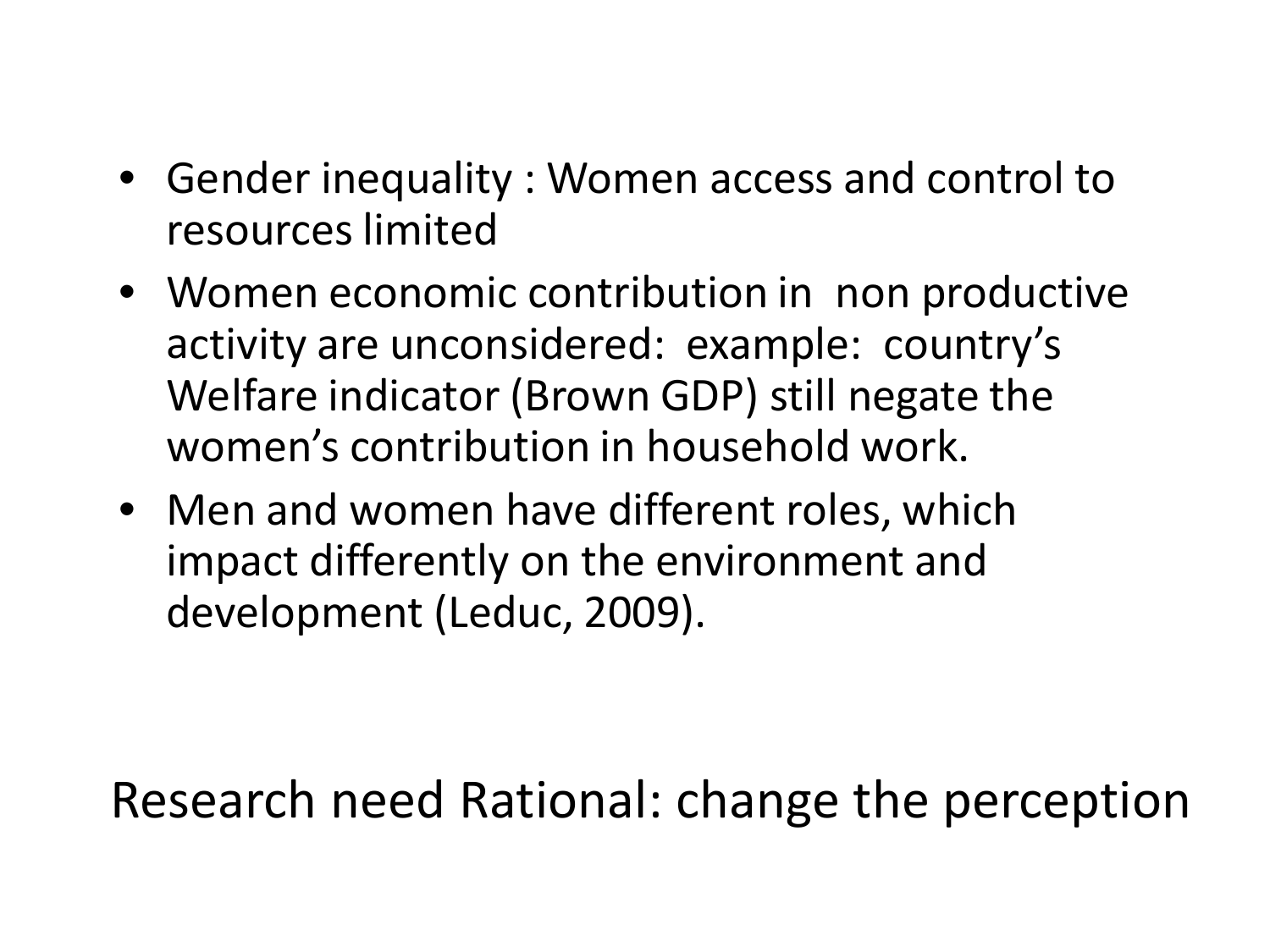- Gender inequality : Women access and control to resources limited
- Women economic contribution in non productive activity are unconsidered: example: country's Welfare indicator (Brown GDP) still negate the women's contribution in household work.
- Men and women have different roles, which impact differently on the environment and development (Leduc, 2009).

Research need Rational: change the perception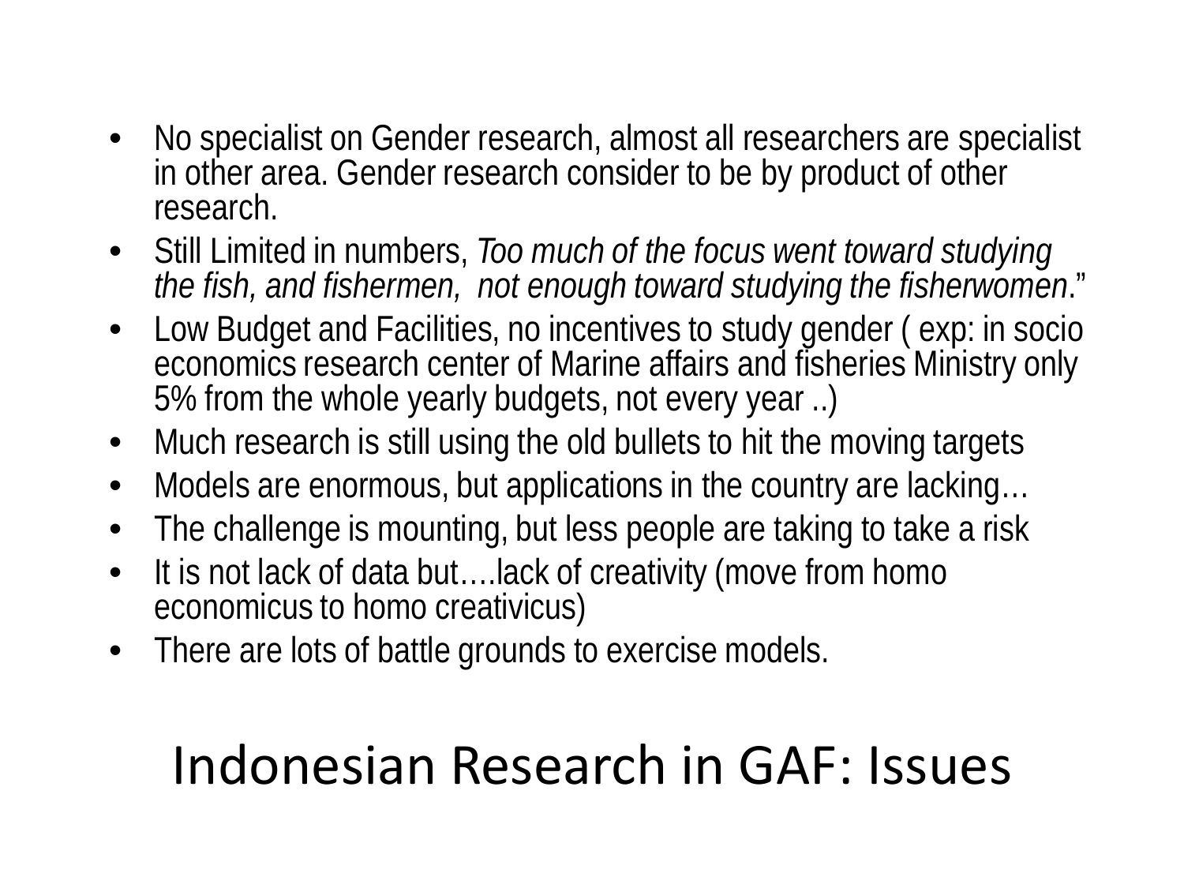- No specialist on Gender research, almost all researchers are specialist in other area. Gender research consider to be by product of other research.
- Still Limited in numbers, *Too much of the focus went toward studying the fish, and fishermen, not enough toward studying the fisherwomen*."
- Low Budget and Facilities, no incentives to study gender ( exp: in socio economics research center of Marine affairs and fisheries Ministry only 5% from the whole yearly budgets, not every year ..)
- Much research is still using the old bullets to hit the moving targets
- Models are enormous, but applications in the country are lacking…
- The challenge is mounting, but less people are taking to take a risk
- It is not lack of data but….lack of creativity (move from homo economicus to homo creativicus)
- There are lots of battle grounds to exercise models.

# Indonesian Research in GAF: Issues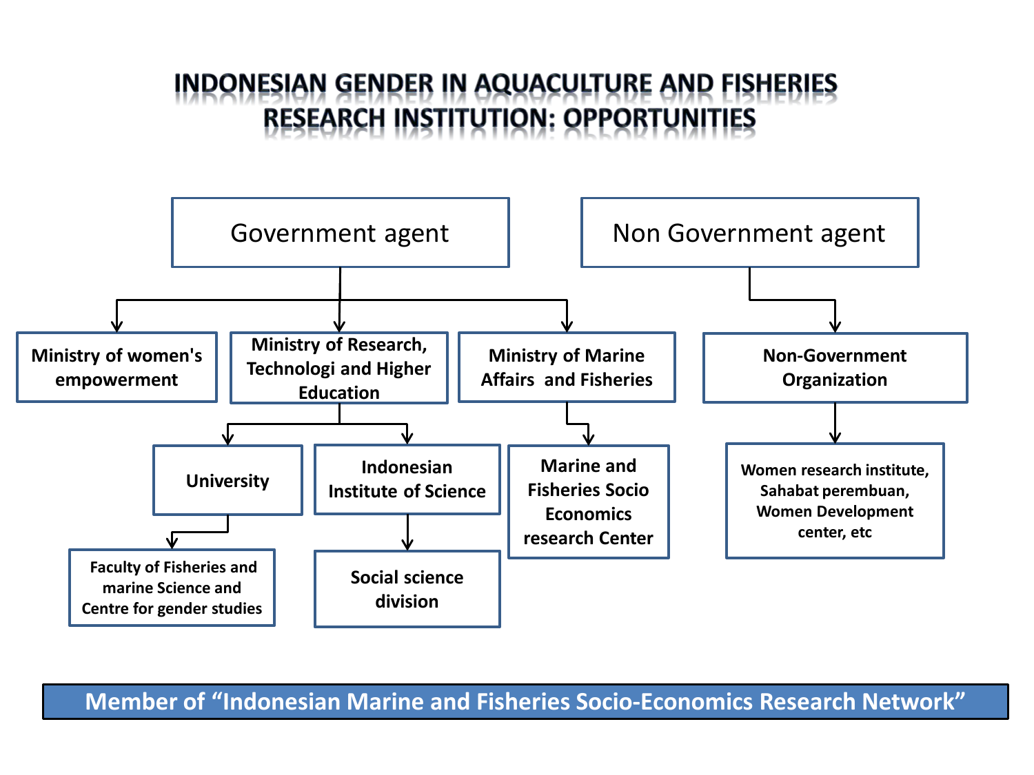# INDONESIAN GENDER IN AQUACULTURE AND FISHERIES RESEARCH INSTITUTION: OPPORTUNITIES

- **Government agent**
  - **Ministry of women's empowerment**
  - **Ministry of Research, Technologi and Higher Education**
    - **University**
      - **Faculty of Fisheries and marine Science and Centre for gender studies**
    - **Indonesian Institute of Science**
      - **Social science division**
  - **Ministry of Marine Affairs and Fisheries**
    - **Marine and Fisheries Socio Economics research Center**
- **Non Government agent**
  - **Non-Government Organization**
    - **Women research institute, Sahabat perembuan, Women Development center, etc**

**Member of "Indonesian Marine and Fisheries Socio-Economics Research Network"**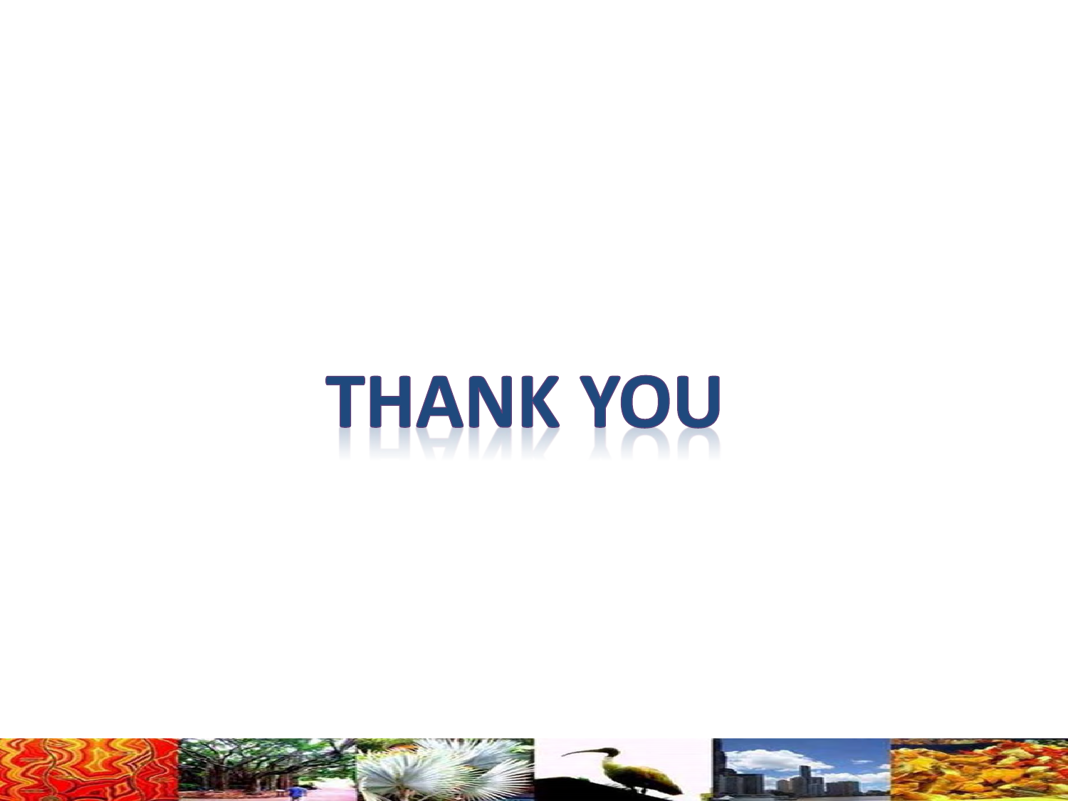# THANK YOU